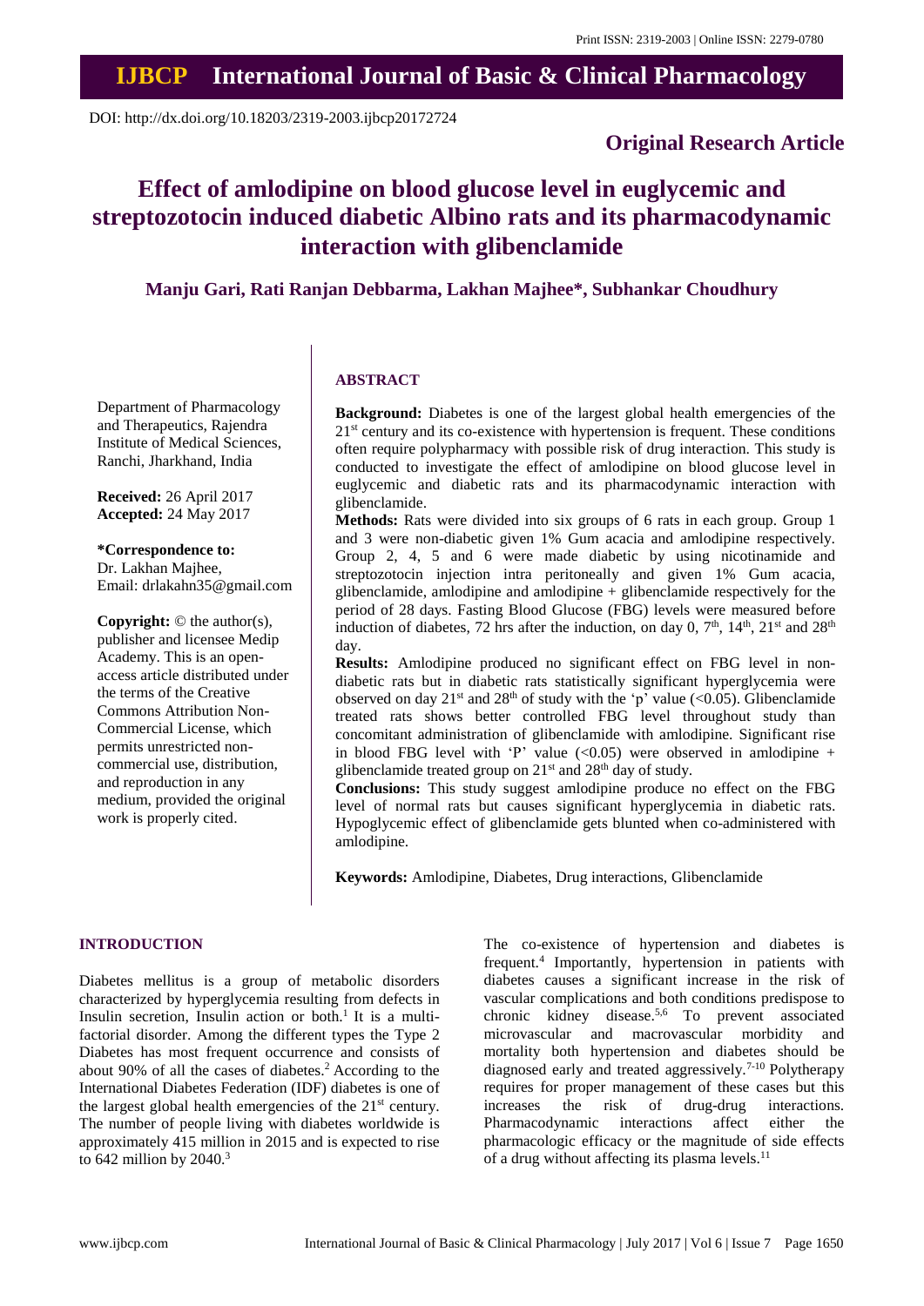Print ISSN: 2319-2003 | Online ISSN: 2279-0780

# IJBCP International Journal of Basic & Clinical Pharmacology

DOI: http://dx.doi.org/10.18203/2319-2003.ijbcp20172724

**Original Research Article**

# Effect of amlodipine on blood glucose level in euglycemic and streptozotocin induced diabetic Albino rats and its pharmacodynamic interaction with glibenclamide

**Manju Gari, Rati Ranjan Debbarma, Lakhan Majhee\*, Subhankar Choudhury**

Department of Pharmacology and Therapeutics, Rajendra Institute of Medical Sciences, Ranchi, Jharkhand, India

**Received:** 26 April 2017
**Accepted:** 24 May 2017

**\*Correspondence to:**
Dr. Lakhan Majhee,
Email: drlakahn35@gmail.com

**Copyright:** © the author(s), publisher and licensee Medip Academy. This is an open-access article distributed under the terms of the Creative Commons Attribution Non-Commercial License, which permits unrestricted non-commercial use, distribution, and reproduction in any medium, provided the original work is properly cited.

## ABSTRACT

**Background:** Diabetes is one of the largest global health emergencies of the 21st century and its co-existence with hypertension is frequent. These conditions often require polypharmacy with possible risk of drug interaction. This study is conducted to investigate the effect of amlodipine on blood glucose level in euglycemic and diabetic rats and its pharmacodynamic interaction with glibenclamide.

**Methods:** Rats were divided into six groups of 6 rats in each group. Group 1 and 3 were non-diabetic given 1% Gum acacia and amlodipine respectively. Group 2, 4, 5 and 6 were made diabetic by using nicotinamide and streptozotocin injection intra peritoneally and given 1% Gum acacia, glibenclamide, amlodipine and amlodipine + glibenclamide respectively for the period of 28 days. Fasting Blood Glucose (FBG) levels were measured before induction of diabetes, 72 hrs after the induction, on day 0, 7th, 14th, 21st and 28th day.

**Results:** Amlodipine produced no significant effect on FBG level in non-diabetic rats but in diabetic rats statistically significant hyperglycemia were observed on day 21st and 28th of study with the 'p' value (<0.05). Glibenclamide treated rats shows better controlled FBG level throughout study than concomitant administration of glibenclamide with amlodipine. Significant rise in blood FBG level with 'P' value (<0.05) were observed in amlodipine + glibenclamide treated group on 21st and 28th day of study.

**Conclusions:** This study suggest amlodipine produce no effect on the FBG level of normal rats but causes significant hyperglycemia in diabetic rats. Hypoglycemic effect of glibenclamide gets blunted when co-administered with amlodipine.

**Keywords:** Amlodipine, Diabetes, Drug interactions, Glibenclamide

## INTRODUCTION

Diabetes mellitus is a group of metabolic disorders characterized by hyperglycemia resulting from defects in Insulin secretion, Insulin action or both.[1] It is a multi-factorial disorder. Among the different types the Type 2 Diabetes has most frequent occurrence and consists of about 90% of all the cases of diabetes.[2] According to the International Diabetes Federation (IDF) diabetes is one of the largest global health emergencies of the 21st century. The number of people living with diabetes worldwide is approximately 415 million in 2015 and is expected to rise to 642 million by 2040.[3]

The co-existence of hypertension and diabetes is frequent.[4] Importantly, hypertension in patients with diabetes causes a significant increase in the risk of vascular complications and both conditions predispose to chronic kidney disease.[5,6] To prevent associated microvascular and macrovascular morbidity and mortality both hypertension and diabetes should be diagnosed early and treated aggressively.[7-10] Polytherapy requires for proper management of these cases but this increases the risk of drug-drug interactions. Pharmacodynamic interactions affect either the pharmacologic efficacy or the magnitude of side effects of a drug without affecting its plasma levels.[11]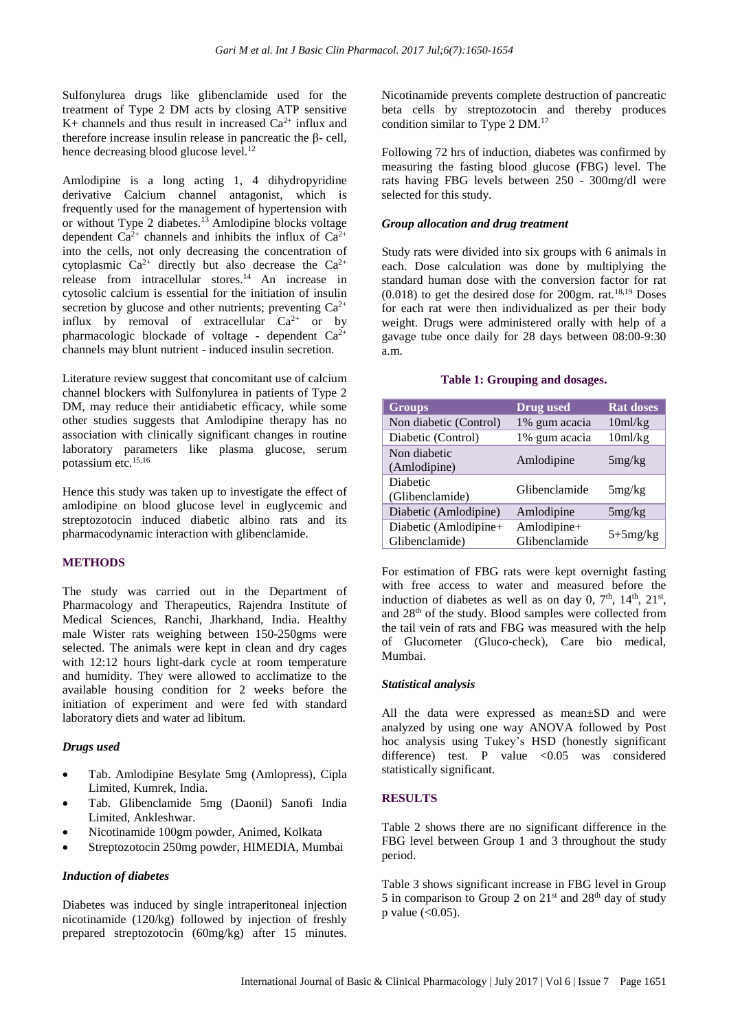Sulfonylurea drugs like glibenclamide used for the treatment of Type 2 DM acts by closing ATP sensitive $K^+$ channels and thus result in increased $Ca^{2+}$ influx and therefore increase insulin release in pancreatic the β- cell, hence decreasing blood glucose level.[12]

Amlodipine is a long acting 1, 4 dihydropyridine derivative Calcium channel antagonist, which is frequently used for the management of hypertension with or without Type 2 diabetes.[13] Amlodipine blocks voltage dependent $Ca^{2+}$ channels and inhibits the influx of $Ca^{2+}$ into the cells, not only decreasing the concentration of cytoplasmic $Ca^{2+}$ directly but also decrease the $Ca^{2+}$ release from intracellular stores.[14] An increase in cytosolic calcium is essential for the initiation of insulin secretion by glucose and other nutrients; preventing $Ca^{2+}$ influx by removal of extracellular $Ca^{2+}$ or by pharmacologic blockade of voltage - dependent $Ca^{2+}$ channels may blunt nutrient - induced insulin secretion.

Literature review suggest that concomitant use of calcium channel blockers with Sulfonylurea in patients of Type 2 DM, may reduce their antidiabetic efficacy, while some other studies suggests that Amlodipine therapy has no association with clinically significant changes in routine laboratory parameters like plasma glucose, serum potassium etc.[15,16]

Hence this study was taken up to investigate the effect of amlodipine on blood glucose level in euglycemic and streptozotocin induced diabetic albino rats and its pharmacodynamic interaction with glibenclamide.

## METHODS

The study was carried out in the Department of Pharmacology and Therapeutics, Rajendra Institute of Medical Sciences, Ranchi, Jharkhand, India. Healthy male Wister rats weighing between 150-250gms were selected. The animals were kept in clean and dry cages with 12:12 hours light-dark cycle at room temperature and humidity. They were allowed to acclimatize to the available housing condition for 2 weeks before the initiation of experiment and were fed with standard laboratory diets and water ad libitum.

### *Drugs used*

- Tab. Amlodipine Besylate 5mg (Amlopress), Cipla Limited, Kumrek, India.
- Tab. Glibenclamide 5mg (Daonil) Sanofi India Limited, Ankleshwar.
- Nicotinamide 100gm powder, Animed, Kolkata
- Streptozotocin 250mg powder, HIMEDIA, Mumbai

### *Induction of diabetes*

Diabetes was induced by single intraperitoneal injection nicotinamide (120/kg) followed by injection of freshly prepared streptozotocin (60mg/kg) after 15 minutes. Nicotinamide prevents complete destruction of pancreatic beta cells by streptozotocin and thereby produces condition similar to Type 2 DM.[17]

Following 72 hrs of induction, diabetes was confirmed by measuring the fasting blood glucose (FBG) level. The rats having FBG levels between 250 - 300mg/dl were selected for this study.

### *Group allocation and drug treatment*

Study rats were divided into six groups with 6 animals in each. Dose calculation was done by multiplying the standard human dose with the conversion factor for rat (0.018) to get the desired dose for 200gm. rat.[18,19] Doses for each rat were then individualized as per their body weight. Drugs were administered orally with help of a gavage tube once daily for 28 days between 08:00-9:30 a.m.

**Table 1: Grouping and dosages.**

| Groups | Drug used | Rat doses |
| --- | --- | --- |
| Non diabetic (Control) | 1% gum acacia | 10ml/kg |
| Diabetic (Control) | 1% gum acacia | 10ml/kg |
| Non diabetic (Amlodipine) | Amlodipine | 5mg/kg |
| Diabetic (Glibenclamide) | Glibenclamide | 5mg/kg |
| Diabetic (Amlodipine) | Amlodipine | 5mg/kg |
| Diabetic (Amlodipine+ Glibenclamide) | Amlodipine+ Glibenclamide | 5+5mg/kg |

For estimation of FBG rats were kept overnight fasting with free access to water and measured before the induction of diabetes as well as on day 0, 7th, 14th, 21st, and 28th of the study. Blood samples were collected from the tail vein of rats and FBG was measured with the help of Glucometer (Gluco-check), Care bio medical, Mumbai.

### *Statistical analysis*

All the data were expressed as mean±SD and were analyzed by using one way ANOVA followed by Post hoc analysis using Tukey's HSD (honestly significant difference) test. P value <0.05 was considered statistically significant.

## RESULTS

Table 2 shows there are no significant difference in the FBG level between Group 1 and 3 throughout the study period.

Table 3 shows significant increase in FBG level in Group 5 in comparison to Group 2 on 21st and 28th day of study p value (<0.05).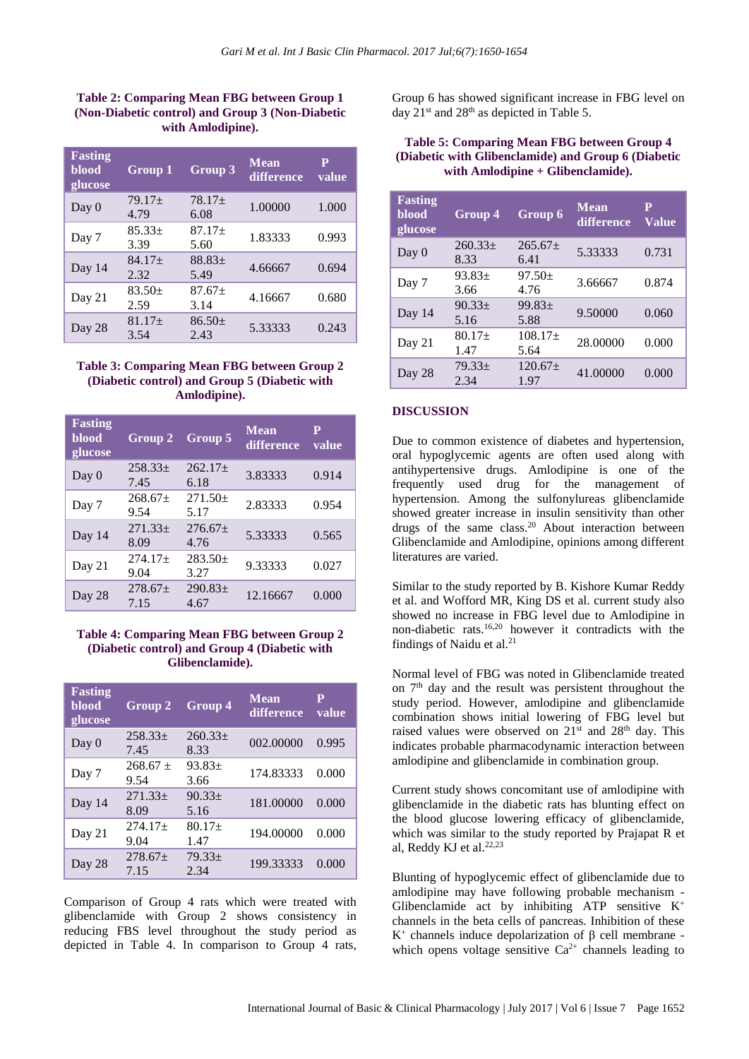**Table 2: Comparing Mean FBG between Group 1 (Non-Diabetic control) and Group 3 (Non-Diabetic with Amlodipine).**

| Fasting blood glucose | Group 1 | Group 3 | Mean difference | P value |
|---|---|---|---|---|
| Day 0 | 79.17± 4.79 | 78.17± 6.08 | 1.00000 | 1.000 |
| Day 7 | 85.33± 3.39 | 87.17± 5.60 | 1.83333 | 0.993 |
| Day 14 | 84.17± 2.32 | 88.83± 5.49 | 4.66667 | 0.694 |
| Day 21 | 83.50± 2.59 | 87.67± 3.14 | 4.16667 | 0.680 |
| Day 28 | 81.17± 3.54 | 86.50± 2.43 | 5.33333 | 0.243 |

**Table 3: Comparing Mean FBG between Group 2 (Diabetic control) and Group 5 (Diabetic with Amlodipine).**

| Fasting blood glucose | Group 2 | Group 5 | Mean difference | P value |
|---|---|---|---|---|
| Day 0 | 258.33± 7.45 | 262.17± 6.18 | 3.83333 | 0.914 |
| Day 7 | 268.67± 9.54 | 271.50± 5.17 | 2.83333 | 0.954 |
| Day 14 | 271.33± 8.09 | 276.67± 4.76 | 5.33333 | 0.565 |
| Day 21 | 274.17± 9.04 | 283.50± 3.27 | 9.33333 | 0.027 |
| Day 28 | 278.67± 7.15 | 290.83± 4.67 | 12.16667 | 0.000 |

**Table 4: Comparing Mean FBG between Group 2 (Diabetic control) and Group 4 (Diabetic with Glibenclamide).**

| Fasting blood glucose | Group 2 | Group 4 | Mean difference | P value |
|---|---|---|---|---|
| Day 0 | 258.33± 7.45 | 260.33± 8.33 | 002.00000 | 0.995 |
| Day 7 | 268.67 ± 9.54 | 93.83± 3.66 | 174.83333 | 0.000 |
| Day 14 | 271.33± 8.09 | 90.33± 5.16 | 181.00000 | 0.000 |
| Day 21 | 274.17± 9.04 | 80.17± 1.47 | 194.00000 | 0.000 |
| Day 28 | 278.67± 7.15 | 79.33± 2.34 | 199.33333 | 0.000 |

Comparison of Group 4 rats which were treated with glibenclamide with Group 2 shows consistency in reducing FBS level throughout the study period as depicted in Table 4. In comparison to Group 4 rats, Group 6 has showed significant increase in FBG level on day 21st and 28th as depicted in Table 5.

**Table 5: Comparing Mean FBG between Group 4 (Diabetic with Glibenclamide) and Group 6 (Diabetic with Amlodipine + Glibenclamide).**

| Fasting blood glucose | Group 4 | Group 6 | Mean difference | P Value |
|---|---|---|---|---|
| Day 0 | 260.33± 8.33 | 265.67± 6.41 | 5.33333 | 0.731 |
| Day 7 | 93.83± 3.66 | 97.50± 4.76 | 3.66667 | 0.874 |
| Day 14 | 90.33± 5.16 | 99.83± 5.88 | 9.50000 | 0.060 |
| Day 21 | 80.17± 1.47 | 108.17± 5.64 | 28.00000 | 0.000 |
| Day 28 | 79.33± 2.34 | 120.67± 1.97 | 41.00000 | 0.000 |

## DISCUSSION

Due to common existence of diabetes and hypertension, oral hypoglycemic agents are often used along with antihypertensive drugs. Amlodipine is one of the frequently used drug for the management of hypertension. Among the sulfonylureas glibenclamide showed greater increase in insulin sensitivity than other drugs of the same class.[20] About interaction between Glibenclamide and Amlodipine, opinions among different literatures are varied.

Similar to the study reported by B. Kishore Kumar Reddy et al. and Wofford MR, King DS et al. current study also showed no increase in FBG level due to Amlodipine in non-diabetic rats.[16,20] however it contradicts with the findings of Naidu et al.[21]

Normal level of FBG was noted in Glibenclamide treated on 7th day and the result was persistent throughout the study period. However, amlodipine and glibenclamide combination shows initial lowering of FBG level but raised values were observed on 21st and 28th day. This indicates probable pharmacodynamic interaction between amlodipine and glibenclamide in combination group.

Current study shows concomitant use of amlodipine with glibenclamide in the diabetic rats has blunting effect on the blood glucose lowering efficacy of glibenclamide, which was similar to the study reported by Prajapat R et al, Reddy KJ et al.[22,23]

Blunting of hypoglycemic effect of glibenclamide due to amlodipine may have following probable mechanism - Glibenclamide act by inhibiting ATP sensitive $K^+$ channels in the beta cells of pancreas. Inhibition of these $K^+$ channels induce depolarization of β cell membrane - which opens voltage sensitive $Ca^{2+}$ channels leading to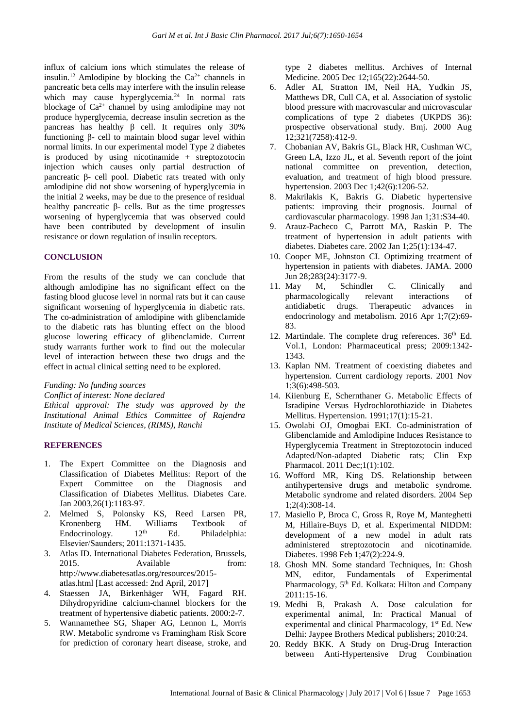influx of calcium ions which stimulates the release of insulin.[12] Amlodipine by blocking the $Ca^{2+}$ channels in pancreatic beta cells may interfere with the insulin release which may cause hyperglycemia.[24] In normal rats blockage of $Ca^{2+}$ channel by using amlodipine may not produce hyperglycemia, decrease insulin secretion as the pancreas has healthy β cell. It requires only 30% functioning β- cell to maintain blood sugar level within normal limits. In our experimental model Type 2 diabetes is produced by using nicotinamide + streptozotocin injection which causes only partial destruction of pancreatic β- cell pool. Diabetic rats treated with only amlodipine did not show worsening of hyperglycemia in the initial 2 weeks, may be due to the presence of residual healthy pancreatic β- cells. But as the time progresses worsening of hyperglycemia that was observed could have been contributed by development of insulin resistance or down regulation of insulin receptors.

## CONCLUSION

From the results of the study we can conclude that although amlodipine has no significant effect on the fasting blood glucose level in normal rats but it can cause significant worsening of hyperglycemia in diabetic rats. The co-administration of amlodipine with glibenclamide to the diabetic rats has blunting effect on the blood glucose lowering efficacy of glibenclamide. Current study warrants further work to find out the molecular level of interaction between these two drugs and the effect in actual clinical setting need to be explored.

*Funding: No funding sources*
*Conflict of interest: None declared*
*Ethical approval: The study was approved by the Institutional Animal Ethics Committee of Rajendra Institute of Medical Sciences, (RIMS), Ranchi*

## REFERENCES

1. The Expert Committee on the Diagnosis and Classification of Diabetes Mellitus: Report of the Expert Committee on the Diagnosis and Classification of Diabetes Mellitus. Diabetes Care. Jan 2003,26(1):1183-97.
2. Melmed S, Polonsky KS, Reed Larsen PR, Kronenberg HM. Williams Textbook of Endocrinology. 12th Ed. Philadelphia: Elsevier/Saunders; 2011:1371-1435.
3. Atlas ID. International Diabetes Federation, Brussels, 2015. Available from: http://www.diabetesatlas.org/resources/2015-atlas.html [Last accessed: 2nd April, 2017]
4. Staessen JA, Birkenhäger WH, Fagard RH. Dihydropyridine calcium-channel blockers for the treatment of hypertensive diabetic patients. 2000:2-7.
5. Wannamethee SG, Shaper AG, Lennon L, Morris RW. Metabolic syndrome vs Framingham Risk Score for prediction of coronary heart disease, stroke, and type 2 diabetes mellitus. Archives of Internal Medicine. 2005 Dec 12;165(22):2644-50.
6. Adler AI, Stratton IM, Neil HA, Yudkin JS, Matthews DR, Cull CA, et al. Association of systolic blood pressure with macrovascular and microvascular complications of type 2 diabetes (UKPDS 36): prospective observational study. Bmj. 2000 Aug 12;321(7258):412-9.
7. Chobanian AV, Bakris GL, Black HR, Cushman WC, Green LA, Izzo JL, et al. Seventh report of the joint national committee on prevention, detection, evaluation, and treatment of high blood pressure. hypertension. 2003 Dec 1;42(6):1206-52.
8. Makrilakis K, Bakris G. Diabetic hypertensive patients: improving their prognosis. Journal of cardiovascular pharmacology. 1998 Jan 1;31:S34-40.
9. Arauz-Pacheco C, Parrott MA, Raskin P. The treatment of hypertension in adult patients with diabetes. Diabetes care. 2002 Jan 1;25(1):134-47.
10. Cooper ME, Johnston CI. Optimizing treatment of hypertension in patients with diabetes. JAMA. 2000 Jun 28;283(24):3177-9.
11. May M, Schindler C. Clinically and pharmacologically relevant interactions of antidiabetic drugs. Therapeutic advances in endocrinology and metabolism. 2016 Apr 1;7(2):69-83.
12. Martindale. The complete drug references. 36th Ed. Vol.1, London: Pharmaceutical press; 2009:1342-1343.
13. Kaplan NM. Treatment of coexisting diabetes and hypertension. Current cardiology reports. 2001 Nov 1;3(6):498-503.
14. Kiienburg E, Schernthaner G. Metabolic Effects of Isradipine Versus Hydrochlorothiazide in Diabetes Mellitus. Hypertension. 1991;17(1):15-21.
15. Owolabi OJ, Omogbai EKI. Co-administration of Glibenclamide and Amlodipine Induces Resistance to Hyperglycemia Treatment in Streptozotocin induced Adapted/Non-adapted Diabetic rats; Clin Exp Pharmacol. 2011 Dec;1(1):102.
16. Wofford MR, King DS. Relationship between antihypertensive drugs and metabolic syndrome. Metabolic syndrome and related disorders. 2004 Sep 1;2(4):308-14.
17. Masiello P, Broca C, Gross R, Roye M, Manteghetti M, Hillaire-Buys D, et al. Experimental NIDDM: development of a new model in adult rats administered streptozotocin and nicotinamide. Diabetes. 1998 Feb 1;47(2):224-9.
18. Ghosh MN. Some standard Techniques, In: Ghosh MN, editor, Fundamentals of Experimental Pharmacology, 5th Ed. Kolkata: Hilton and Company 2011:15-16.
19. Medhi B, Prakash A. Dose calculation for experimental animal, In: Practical Manual of experimental and clinical Pharmacology, 1st Ed. New Delhi: Jaypee Brothers Medical publishers; 2010:24.
20. Reddy BKK. A Study on Drug-Drug Interaction between Anti-Hypertensive Drug Combination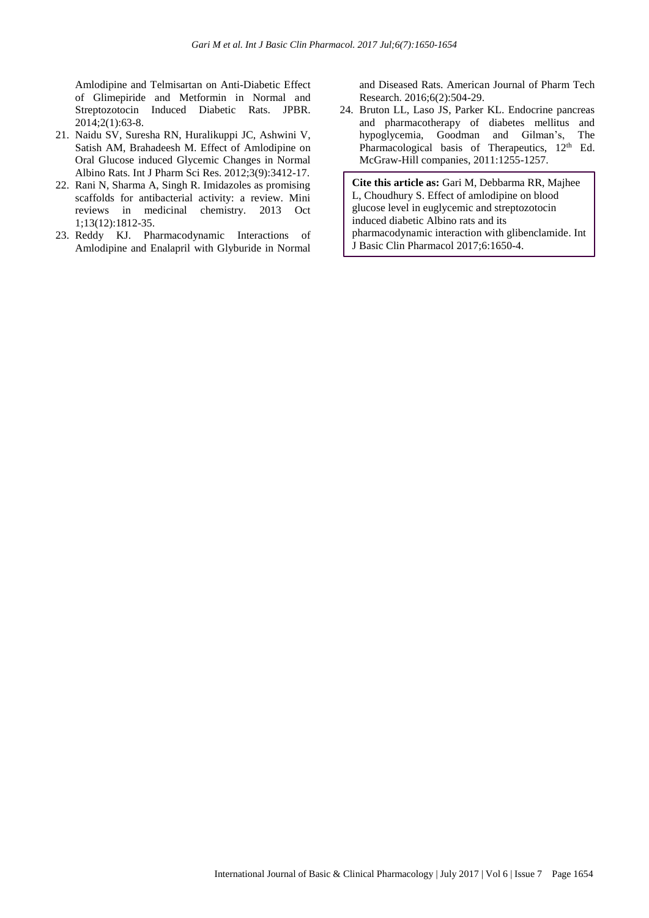Amlodipine and Telmisartan on Anti-Diabetic Effect of Glimepiride and Metformin in Normal and Streptozotocin Induced Diabetic Rats. JPBR. 2014;2(1):63-8.

21. Naidu SV, Suresha RN, Huralikuppi JC, Ashwini V, Satish AM, Brahadeesh M. Effect of Amlodipine on Oral Glucose induced Glycemic Changes in Normal Albino Rats. Int J Pharm Sci Res. 2012;3(9):3412-17.
22. Rani N, Sharma A, Singh R. Imidazoles as promising scaffolds for antibacterial activity: a review. Mini reviews in medicinal chemistry. 2013 Oct 1;13(12):1812-35.
23. Reddy KJ. Pharmacodynamic Interactions of Amlodipine and Enalapril with Glyburide in Normal and Diseased Rats. American Journal of Pharm Tech Research. 2016;6(2):504-29.
24. Bruton LL, Laso JS, Parker KL. Endocrine pancreas and pharmacotherapy of diabetes mellitus and hypoglycemia, Goodman and Gilman's, The Pharmacological basis of Therapeutics, 12th Ed. McGraw-Hill companies, 2011:1255-1257.

**Cite this article as:** Gari M, Debbarma RR, Majhee L, Choudhury S. Effect of amlodipine on blood glucose level in euglycemic and streptozotocin induced diabetic Albino rats and its pharmacodynamic interaction with glibenclamide. Int J Basic Clin Pharmacol 2017;6:1650-4.